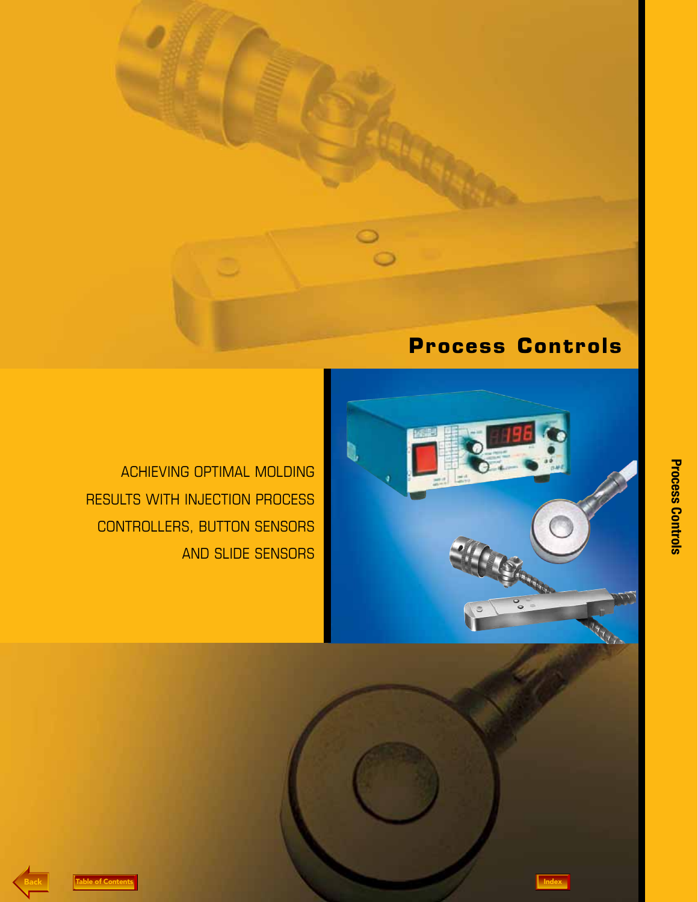# Process Controls

ACHIEVING OPTIMAL MOLDING RESULTS WITH INJECTION PROCESS CONTROLLERS, BUTTON SENSORS AND SLIDE SENSORS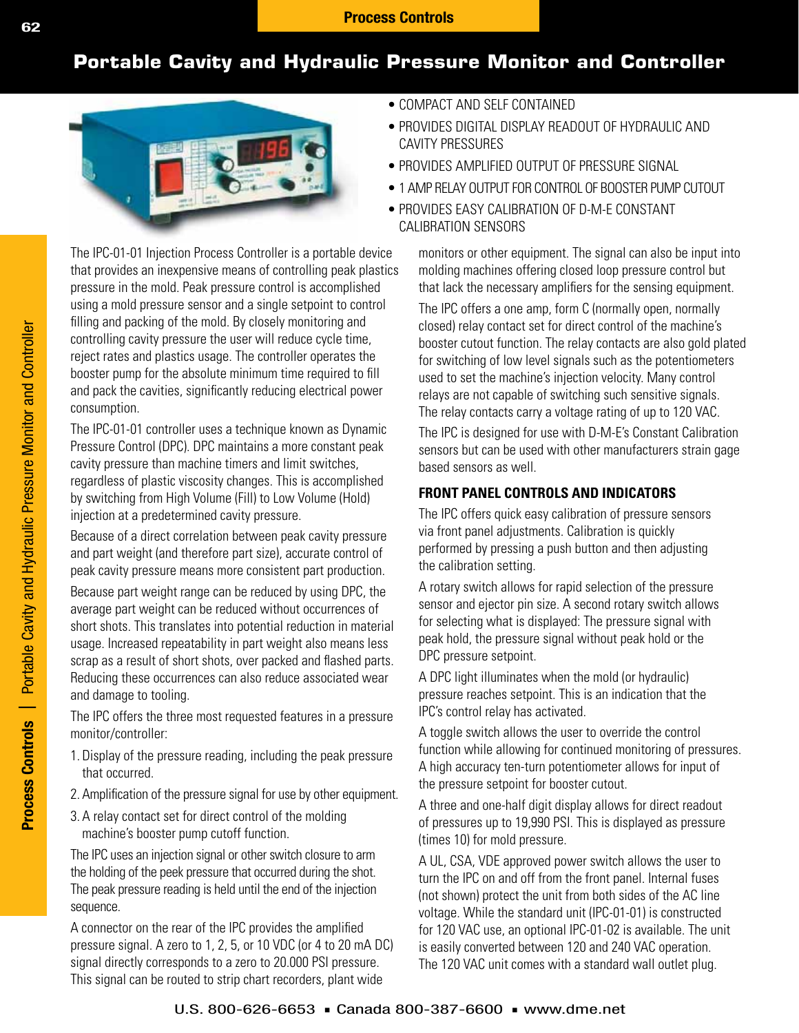# Portable Cavity and Hydraulic Pressure Monitor and Controller

- COMPACT AND SELF CONTAINED
- PROVIDES DIGITAL DISPLAY READOUT OF HYDRAULIC AND CAVITY PRESSURES
- PROVIDES AMPLIFIED OUTPUT OF PRESSURE SIGNAL
- 1 AMP RELAY OUTPUT FOR CONTROL OF BOOSTER PUMP CUTOUT
- PROVIDES EASY CALIBRATION OF D-M-E CONSTANT CALIBRATION SENSORS

The IPC-01-01 Injection Process Controller is a portable device that provides an inexpensive means of controlling peak plastics pressure in the mold. Peak pressure control is accomplished using a mold pressure sensor and a single setpoint to control filling and packing of the mold. By closely monitoring and controlling cavity pressure the user will reduce cycle time, reject rates and plastics usage. The controller operates the booster pump for the absolute minimum time required to fill and pack the cavities, significantly reducing electrical power consumption.

The IPC-01-01 controller uses a technique known as Dynamic Pressure Control (DPC). DPC maintains a more constant peak cavity pressure than machine timers and limit switches, regardless of plastic viscosity changes. This is accomplished by switching from High Volume (Fill) to Low Volume (Hold) injection at a predetermined cavity pressure.

Because of a direct correlation between peak cavity pressure and part weight (and therefore part size), accurate control of peak cavity pressure means more consistent part production.

Because part weight range can be reduced by using DPC, the average part weight can be reduced without occurrences of short shots. This translates into potential reduction in material usage. Increased repeatability in part weight also means less scrap as a result of short shots, over packed and flashed parts. Reducing these occurrences can also reduce associated wear and damage to tooling.

The IPC offers the three most requested features in a pressure monitor/controller:

1. Display of the pressure reading, including the peak pressure that occurred.
2. Amplification of the pressure signal for use by other equipment.
3. A relay contact set for direct control of the molding machine's booster pump cutoff function.

The IPC uses an injection signal or other switch closure to arm the holding of the peek pressure that occurred during the shot. The peak pressure reading is held until the end of the injection sequence.

A connector on the rear of the IPC provides the amplified pressure signal. A zero to 1, 2, 5, or 10 VDC (or 4 to 20 mA DC) signal directly corresponds to a zero to 20.000 PSI pressure. This signal can be routed to strip chart recorders, plant wide monitors or other equipment. The signal can also be input into molding machines offering closed loop pressure control but that lack the necessary amplifiers for the sensing equipment.

The IPC offers a one amp, form C (normally open, normally closed) relay contact set for direct control of the machine's booster cutout function. The relay contacts are also gold plated for switching of low level signals such as the potentiometers used to set the machine's injection velocity. Many control relays are not capable of switching such sensitive signals. The relay contacts carry a voltage rating of up to 120 VAC.

The IPC is designed for use with D-M-E's Constant Calibration sensors but can be used with other manufacturers strain gage based sensors as well.

## FRONT PANEL CONTROLS AND INDICATORS

The IPC offers quick easy calibration of pressure sensors via front panel adjustments. Calibration is quickly performed by pressing a push button and then adjusting the calibration setting.

A rotary switch allows for rapid selection of the pressure sensor and ejector pin size. A second rotary switch allows for selecting what is displayed: The pressure signal with peak hold, the pressure signal without peak hold or the DPC pressure setpoint.

A DPC light illuminates when the mold (or hydraulic) pressure reaches setpoint. This is an indication that the IPC's control relay has activated.

A toggle switch allows the user to override the control function while allowing for continued monitoring of pressures. A high accuracy ten-turn potentiometer allows for input of the pressure setpoint for booster cutout.

A three and one-half digit display allows for direct readout of pressures up to 19,990 PSI. This is displayed as pressure (times 10) for mold pressure.

A UL, CSA, VDE approved power switch allows the user to turn the IPC on and off from the front panel. Internal fuses (not shown) protect the unit from both sides of the AC line voltage. While the standard unit (IPC-01-01) is constructed for 120 VAC use, an optional IPC-01-02 is available. The unit is easily converted between 120 and 240 VAC operation. The 120 VAC unit comes with a standard wall outlet plug.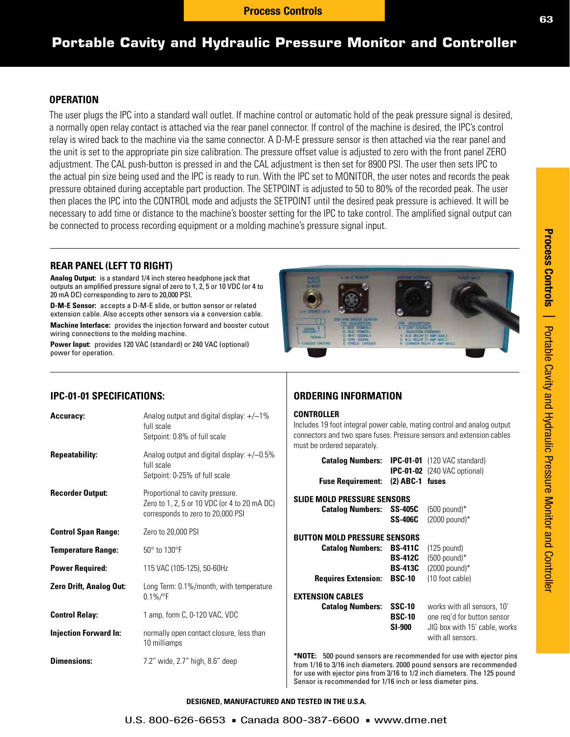# Portable Cavity and Hydraulic Pressure Monitor and Controller

## OPERATION

The user plugs the IPC into a standard wall outlet. If machine control or automatic hold of the peak pressure signal is desired, a normally open relay contact is attached via the rear panel connector. If control of the machine is desired, the IPC's control relay is wired back to the machine via the same connector. A D-M-E pressure sensor is then attached via the rear panel and the unit is set to the appropriate pin size calibration. The pressure offset value is adjusted to zero with the front panel ZERO adjustment. The CAL push-button is pressed in and the CAL adjustment is then set for 8900 PSI. The user then sets IPC to the actual pin size being used and the IPC is ready to run. With the IPC set to MONITOR, the user notes and records the peak pressure obtained during acceptable part production. The SETPOINT is adjusted to 50 to 80% of the recorded peak. The user then places the IPC into the CONTROL mode and adjusts the SETPOINT until the desired peak pressure is achieved. It will be necessary to add time or distance to the machine's booster setting for the IPC to take control. The amplified signal output can be connected to process recording equipment or a molding machine's pressure signal input.

## REAR PANEL (LEFT TO RIGHT)

**Analog Output:** is a standard 1/4 inch stereo headphone jack that outputs an amplified pressure signal of zero to 1, 2, 5 or 10 VDC (or 4 to 20 mA DC) corresponding to zero to 20,000 PSI.

**D-M-E Sensor:** accepts a D-M-E slide, or button sensor or related extension cable. Also accepts other sensors via a conversion cable.

**Machine Interface:** provides the injection forward and booster cutout wiring connections to the molding machine.

**Power Input:** provides 120 VAC (standard) or 240 VAC (optional) power for operation.

## IPC-01-01 SPECIFICATIONS:

| | |
|---|---|
| **Accuracy:** | Analog output and digital display: +/–1% full scale<br>Setpoint: 0.8% of full scale |
| **Repeatability:** | Analog output and digital display: +/–0.5% full scale<br>Setpoint: 0-25% of full scale |
| **Recorder Output:** | Proportional to cavity pressure.<br>Zero to 1, 2, 5 or 10 VDC (or 4 to 20 mA DC) corresponds to zero to 20,000 PSI |
| **Control Span Range:** | Zero to 20,000 PSI |
| **Temperature Range:** | 50° to 130°F |
| **Power Required:** | 115 VAC (105-125), 50-60Hz |
| **Zero Drift, Analog Out:** | Long Term: 0.1%/month, with temperature 0.1%/°F |
| **Control Relay:** | 1 amp, form C, 0-120 VAC, VDC |
| **Injection Forward In:** | normally open contact closure, less than 10 milliamps |
| **Dimensions:** | 7.2" wide, 2.7" high, 8.6" deep |

## ORDERING INFORMATION

### CONTROLLER

Includes 19 foot integral power cable, mating control and analog output connectors and two spare fuses. Pressure sensors and extension cables must be ordered separately.

| | | |
|---|---|---|
| **Catalog Numbers:** | **IPC-01-01** | (120 VAC standard) |
| | **IPC-01-02** | (240 VAC optional) |
| **Fuse Requirement:** | **(2) ABC-1** | **fuses** |

### SLIDE MOLD PRESSURE SENSORS

| | | |
|---|---|---|
| **Catalog Numbers:** | **SS-405C** | (500 pound)* |
| | **SS-406C** | (2000 pound)* |

### BUTTON MOLD PRESSURE SENSORS

| | | |
|---|---|---|
| **Catalog Numbers:** | **BS-411C** | (125 pound) |
| | **BS-412C** | (500 pound)* |
| | **BS-413C** | (2000 pound)* |
| **Requires Extension:** | **BSC-10** | (10 foot cable) |

### EXTENSION CABLES

| | | |
|---|---|---|
| **Catalog Numbers:** | **SSC-10** | works with all sensors, 10' |
| | **BSC-10** | one req'd for button sensor |
| | **SI-900** | JIG box with 15' cable, works with all sensors. |

***NOTE:** 500 pound sensors are recommended for use with ejector pins from 1/16 to 3/16 inch diameters. 2000 pound sensors are recommended for use with ejector pins from 3/16 to 1/2 inch diameters. The 125 pound Sensor is recommended for 1/16 inch or less diameter pins.

**DESIGNED, MANUFACTURED AND TESTED IN THE U.S.A.**

U.S. 800-626-6653 ▪ Canada 800-387-6600 ▪ www.dme.net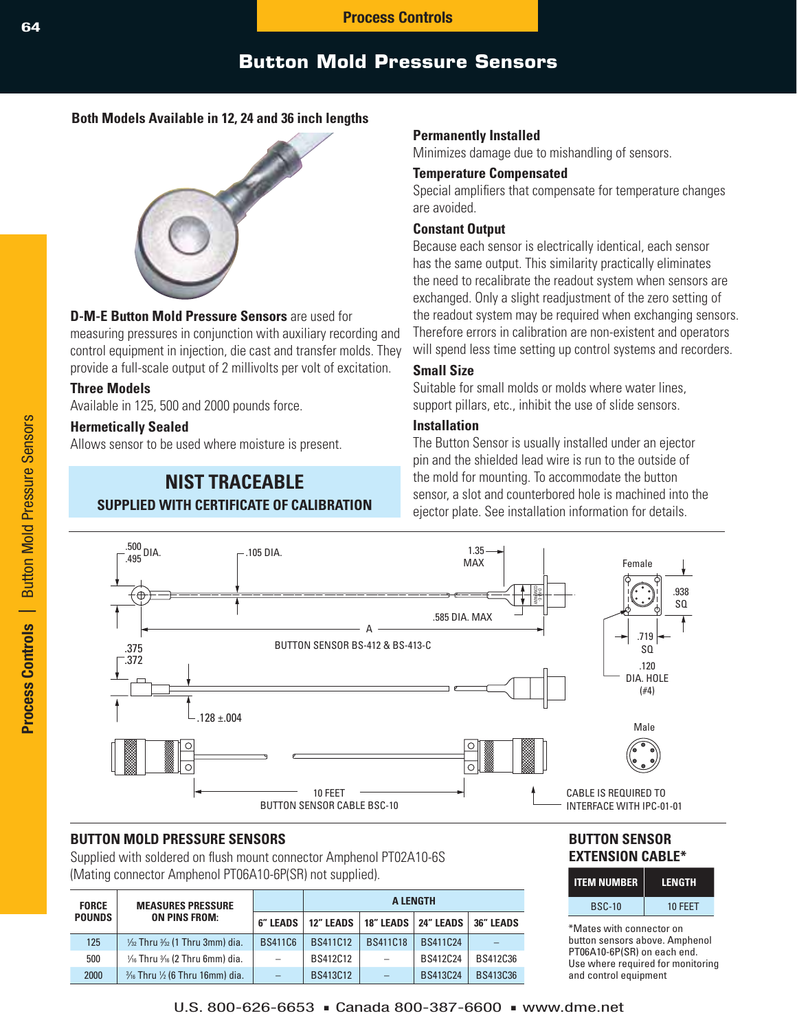# Button Mold Pressure Sensors

**Both Models Available in 12, 24 and 36 inch lengths**

**D-M-E Button Mold Pressure Sensors** are used for measuring pressures in conjunction with auxiliary recording and control equipment in injection, die cast and transfer molds. They provide a full-scale output of 2 millivolts per volt of excitation.

### Three Models

Available in 125, 500 and 2000 pounds force.

### Hermetically Sealed

Allows sensor to be used where moisture is present.

**NIST TRACEABLE**
**SUPPLIED WITH CERTIFICATE OF CALIBRATION**

### Permanently Installed

Minimizes damage due to mishandling of sensors.

### Temperature Compensated

Special amplifiers that compensate for temperature changes are avoided.

### Constant Output

Because each sensor is electrically identical, each sensor has the same output. This similarity practically eliminates the need to recalibrate the readout system when sensors are exchanged. Only a slight readjustment of the zero setting of the readout system may be required when exchanging sensors. Therefore errors in calibration are non-existent and operators will spend less time setting up control systems and recorders.

### Small Size

Suitable for small molds or molds where water lines, support pillars, etc., inhibit the use of slide sensors.

### Installation

The Button Sensor is usually installed under an ejector pin and the shielded lead wire is run to the outside of the mold for mounting. To accommodate the button sensor, a slot and counterbored hole is machined into the ejector plate. See installation information for details.

.500/.495 DIA. — .105 DIA. — 1.35 MAX — .585 DIA. MAX — A

BUTTON SENSOR BS-412 & BS-413-C

.375/.372 — .128 ±.004

Female: .938 SQ — .719 SQ — .120 DIA. HOLE (#4)

Male

10 FEET

BUTTON SENSOR CABLE BSC-10

CABLE IS REQUIRED TO INTERFACE WITH IPC-01-01

## BUTTON MOLD PRESSURE SENSORS

Supplied with soldered on flush mount connector Amphenol PT02A10-6S (Mating connector Amphenol PT06A10-6P(SR) not supplied).

| FORCE POUNDS | MEASURES PRESSURE ON PINS FROM: | A LENGTH | | | | |
|---|---|---|---|---|---|---|
| | | 6" LEADS | 12" LEADS | 18" LEADS | 24" LEADS | 36" LEADS |
| 125 | 1/32 Thru 3/32 (1 Thru 3mm) dia. | BS411C6 | BS411C12 | BS411C18 | BS411C24 | – |
| 500 | 1/16 Thru 3/16 (2 Thru 6mm) dia. | – | BS412C12 | – | BS412C24 | BS412C36 |
| 2000 | 3/16 Thru 1/2 (6 Thru 16mm) dia. | – | BS413C12 | – | BS413C24 | BS413C36 |

## BUTTON SENSOR EXTENSION CABLE*

| ITEM NUMBER | LENGTH |
|---|---|
| BSC-10 | 10 FEET |

*Mates with connector on button sensors above. Amphenol PT06A10-6P(SR) on each end. Use where required for monitoring and control equipment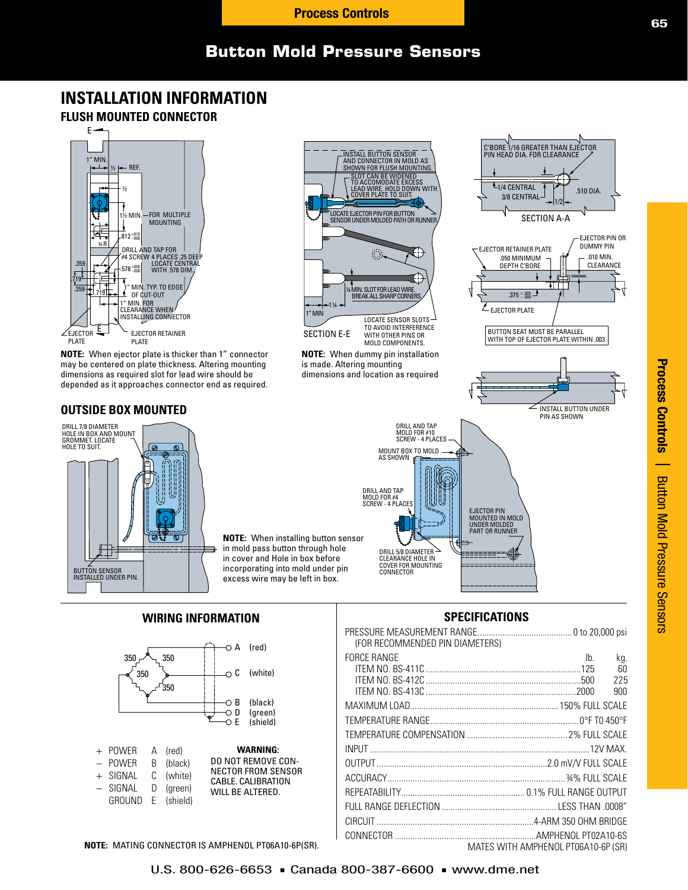# Button Mold Pressure Sensors

## INSTALLATION INFORMATION

### FLUSH MOUNTED CONNECTOR

**NOTE:** When ejector plate is thicker than 1" connector may be centered on plate thickness. Altering mounting dimensions as required slot for lead wire should be depended as it approaches connector end as required.

**NOTE:** When dummy pin installation is made. Altering mounting dimensions and location as required

### OUTSIDE BOX MOUNTED

**NOTE:** When installing button sensor in mold pass button through hole in cover and Hole in box before incorporating into mold under pin excess wire may be left in box.

## WIRING INFORMATION

| | | |
|---|---|---|
| + POWER | A | (red) |
| – POWER | B | (black) |
| + SIGNAL | C | (white) |
| – SIGNAL | D | (green) |
| GROUND | E | (shield) |

**WARNING:**
DO NOT REMOVE CONNECTOR FROM SENSOR CABLE. CALIBRATION WILL BE ALTERED.

**NOTE:** MATING CONNECTOR IS AMPHENOL PT06A10-6P(SR).

## SPECIFICATIONS

| | | |
|---|---|---|
| PRESSURE MEASUREMENT RANGE (FOR RECOMMENDED PIN DIAMETERS) | 0 to 20,000 psi | |
| FORCE RANGE | lb. | kg. |
| ITEM NO. BS-411C | 125 | 60 |
| ITEM NO. BS-412C | 500 | 225 |
| ITEM NO. BS-413C | 2000 | 900 |
| MAXIMUM LOAD | 150% FULL SCALE | |
| TEMPERATURE RANGE | 0°F TO 450°F | |
| TEMPERATURE COMPENSATION | 2% FULL SCALE | |
| INPUT | 12V MAX. | |
| OUTPUT | 2.0 mV/V FULL SCALE | |
| ACCURACY | ¾% FULL SCALE | |
| REPEATABILITY | 0.1% FULL RANGE OUTPUT | |
| FULL RANGE DEFLECTION | LESS THAN .0008" | |
| CIRCUIT | 4-ARM 350 OHM BRIDGE | |
| CONNECTOR | AMPHENOL PT02A10-6S MATES WITH AMPHENOL PT06A10-6P (SR) | |

U.S. 800-626-6653 ▪ Canada 800-387-6600 ▪ www.dme.net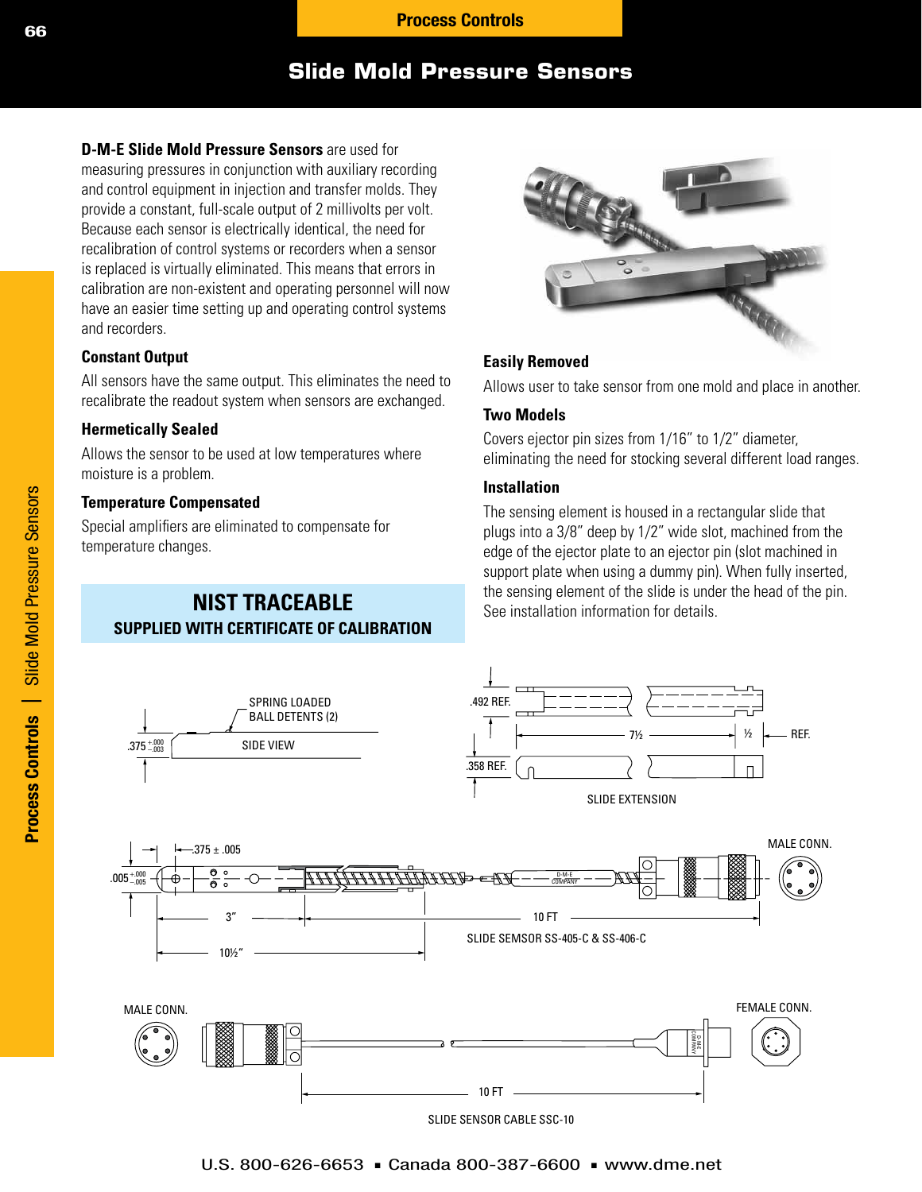# Slide Mold Pressure Sensors

**D-M-E Slide Mold Pressure Sensors** are used for measuring pressures in conjunction with auxiliary recording and control equipment in injection and transfer molds. They provide a constant, full-scale output of 2 millivolts per volt. Because each sensor is electrically identical, the need for recalibration of control systems or recorders when a sensor is replaced is virtually eliminated. This means that errors in calibration are non-existent and operating personnel will now have an easier time setting up and operating control systems and recorders.

### Constant Output

All sensors have the same output. This eliminates the need to recalibrate the readout system when sensors are exchanged.

### Hermetically Sealed

Allows the sensor to be used at low temperatures where moisture is a problem.

### Temperature Compensated

Special amplifiers are eliminated to compensate for temperature changes.

**NIST TRACEABLE**
**SUPPLIED WITH CERTIFICATE OF CALIBRATION**

### Easily Removed

Allows user to take sensor from one mold and place in another.

### Two Models

Covers ejector pin sizes from 1/16" to 1/2" diameter, eliminating the need for stocking several different load ranges.

### Installation

The sensing element is housed in a rectangular slide that plugs into a 3/8" deep by 1/2" wide slot, machined from the edge of the ejector plate to an ejector pin (slot machined in support plate when using a dummy pin). When fully inserted, the sensing element of the slide is under the head of the pin. See installation information for details.

SPRING LOADED BALL DETENTS (2)

.375 $^{+.000}_{-.003}$ SIDE VIEW

.492 REF. 7½ ½ REF. .358 REF.

SLIDE EXTENSION

.005 $^{+.000}_{-.005}$ .375 ± .005 3" 10½" 10 FT MALE CONN.

SLIDE SEMSOR SS-405-C & SS-406-C

MALE CONN. FEMALE CONN. 10 FT

SLIDE SENSOR CABLE SSC-10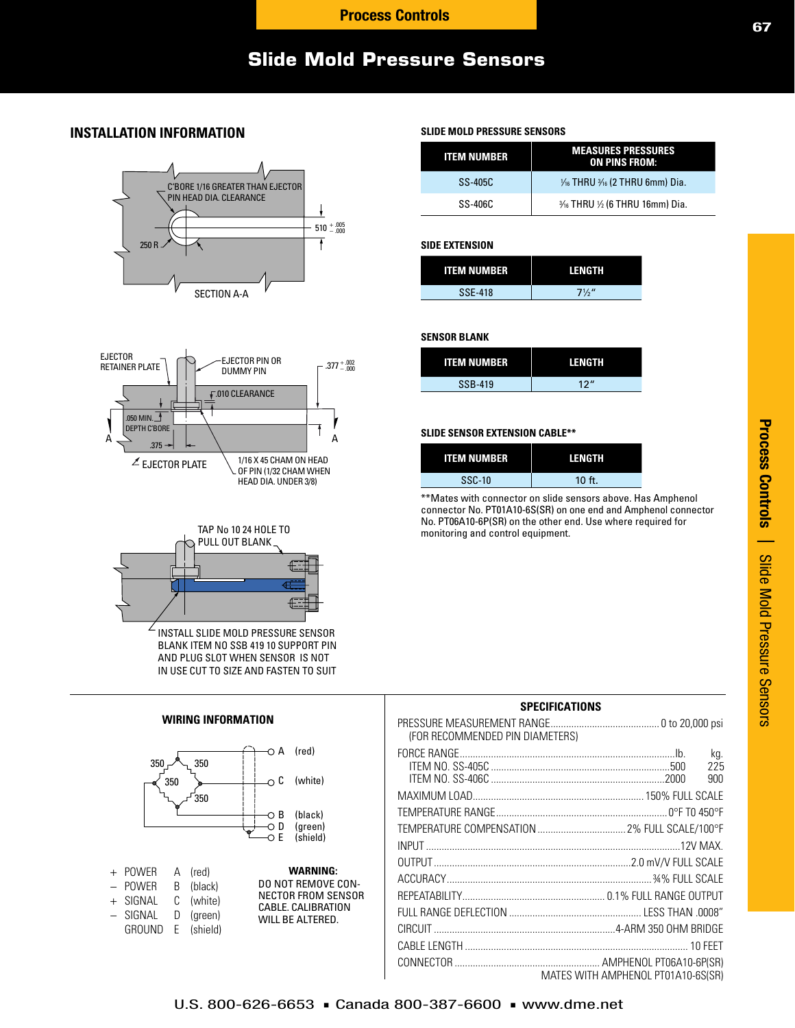# Slide Mold Pressure Sensors

## INSTALLATION INFORMATION

C'BORE 1/16 GREATER THAN EJECTOR PIN HEAD DIA. CLEARANCE

250 R

510 $^{+.005}_{-.000}$

SECTION A-A

EJECTOR RETAINER PLATE

EJECTOR PIN OR DUMMY PIN

.377 $^{+.002}_{-.000}$

.010 CLEARANCE

.050 MIN. DEPTH C'BORE

.375

EJECTOR PLATE

1/16 X 45 CHAM ON HEAD OF PIN (1/32 CHAM WHEN HEAD DIA. UNDER 3/8)

TAP No 10 24 HOLE TO PULL OUT BLANK

INSTALL SLIDE MOLD PRESSURE SENSOR BLANK ITEM NO SSB 419 10 SUPPORT PIN AND PLUG SLOT WHEN SENSOR IS NOT IN USE CUT TO SIZE AND FASTEN TO SUIT

### SLIDE MOLD PRESSURE SENSORS

| ITEM NUMBER | MEASURES PRESSURES ON PINS FROM: |
|---|---|
| SS-405C | 1⁄16 THRU 3⁄16 (2 THRU 6mm) Dia. |
| SS-406C | 3⁄16 THRU ½ (6 THRU 16mm) Dia. |

### SIDE EXTENSION

| ITEM NUMBER | LENGTH |
|---|---|
| SSE-418 | 7½" |

### SENSOR BLANK

| ITEM NUMBER | LENGTH |
|---|---|
| SSB-419 | 12" |

### SLIDE SENSOR EXTENSION CABLE**

| ITEM NUMBER | LENGTH |
|---|---|
| SSC-10 | 10 ft. |

**Mates with connector on slide sensors above. Has Amphenol connector No. PT01A10-6S(SR) on one end and Amphenol connector No. PT06A10-6P(SR) on the other end. Use where required for monitoring and control equipment.

### WIRING INFORMATION

350 350 350 350

A (red)
C (white)
B (black)
D (green)
E (shield)

| | | | |
|---|---|---|---|
| + | POWER | A | (red) |
| – | POWER | B | (black) |
| + | SIGNAL | C | (white) |
| – | SIGNAL | D | (green) |
| | GROUND | E | (shield) |

**WARNING:**
DO NOT REMOVE CONNECTOR FROM SENSOR CABLE. CALIBRATION WILL BE ALTERED.

### SPECIFICATIONS

| | | |
|---|---|---|
| PRESSURE MEASUREMENT RANGE (FOR RECOMMENDED PIN DIAMETERS) | 0 to 20,000 psi | |
| FORCE RANGE | lb. | kg. |
| ITEM NO. SS-405C | 500 | 225 |
| ITEM NO. SS-406C | 2000 | 900 |
| MAXIMUM LOAD | 150% FULL SCALE | |
| TEMPERATURE RANGE | 0°F TO 450°F | |
| TEMPERATURE COMPENSATION | 2% FULL SCALE/100°F | |
| INPUT | 12V MAX. | |
| OUTPUT | 2.0 mV/V FULL SCALE | |
| ACCURACY | ¾% FULL SCALE | |
| REPEATABILITY | 0.1% FULL RANGE OUTPUT | |
| FULL RANGE DEFLECTION | LESS THAN .0008" | |
| CIRCUIT | 4-ARM 350 OHM BRIDGE | |
| CABLE LENGTH | 10 FEET | |
| CONNECTOR | AMPHENOL PT06A10-6P(SR) MATES WITH AMPHENOL PT01A10-6S(SR) | |

U.S. 800-626-6653 ▪ Canada 800-387-6600 ▪ www.dme.net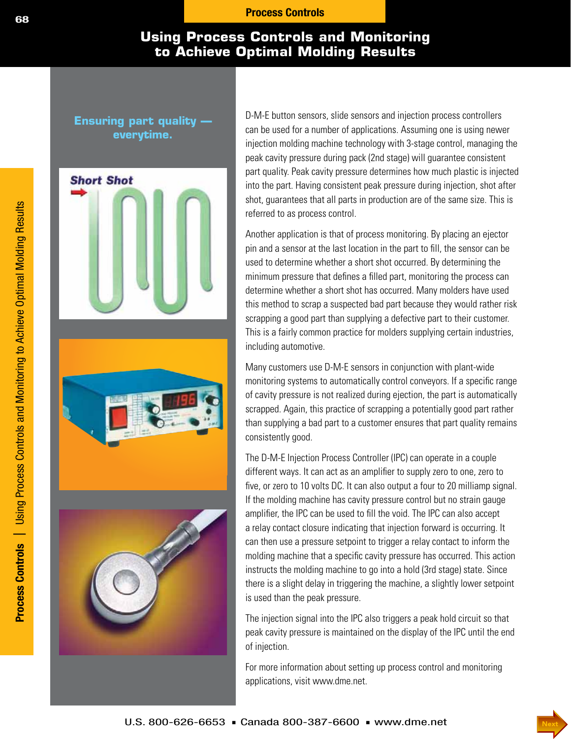# Using Process Controls and Monitoring to Achieve Optimal Molding Results

**Ensuring part quality — everytime.**

Short Shot

D-M-E button sensors, slide sensors and injection process controllers can be used for a number of applications. Assuming one is using newer injection molding machine technology with 3-stage control, managing the peak cavity pressure during pack (2nd stage) will guarantee consistent part quality. Peak cavity pressure determines how much plastic is injected into the part. Having consistent peak pressure during injection, shot after shot, guarantees that all parts in production are of the same size. This is referred to as process control.

Another application is that of process monitoring. By placing an ejector pin and a sensor at the last location in the part to fill, the sensor can be used to determine whether a short shot occurred. By determining the minimum pressure that defines a filled part, monitoring the process can determine whether a short shot has occurred. Many molders have used this method to scrap a suspected bad part because they would rather risk scrapping a good part than supplying a defective part to their customer. This is a fairly common practice for molders supplying certain industries, including automotive.

Many customers use D-M-E sensors in conjunction with plant-wide monitoring systems to automatically control conveyors. If a specific range of cavity pressure is not realized during ejection, the part is automatically scrapped. Again, this practice of scrapping a potentially good part rather than supplying a bad part to a customer ensures that part quality remains consistently good.

The D-M-E Injection Process Controller (IPC) can operate in a couple different ways. It can act as an amplifier to supply zero to one, zero to five, or zero to 10 volts DC. It can also output a four to 20 milliamp signal. If the molding machine has cavity pressure control but no strain gauge amplifier, the IPC can be used to fill the void. The IPC can also accept a relay contact closure indicating that injection forward is occurring. It can then use a pressure setpoint to trigger a relay contact to inform the molding machine that a specific cavity pressure has occurred. This action instructs the molding machine to go into a hold (3rd stage) state. Since there is a slight delay in triggering the machine, a slightly lower setpoint is used than the peak pressure.

The injection signal into the IPC also triggers a peak hold circuit so that peak cavity pressure is maintained on the display of the IPC until the end of injection.

For more information about setting up process control and monitoring applications, visit www.dme.net.

U.S. 800-626-6653 ▪ Canada 800-387-6600 ▪ www.dme.net